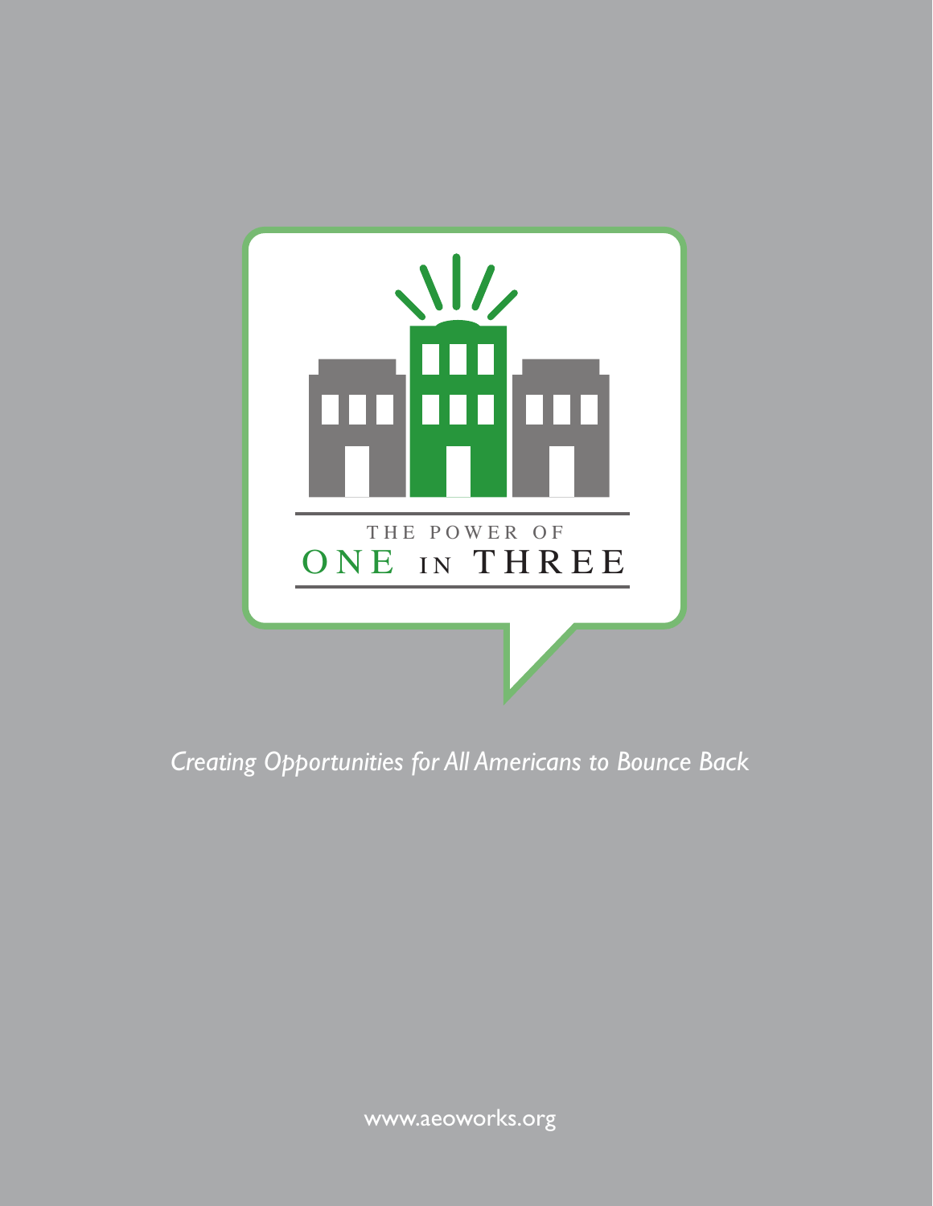# THE POWER OF ONE IN THREE

*Creating Opportunities for All Americans to Bounce Back*

www.aeoworks.org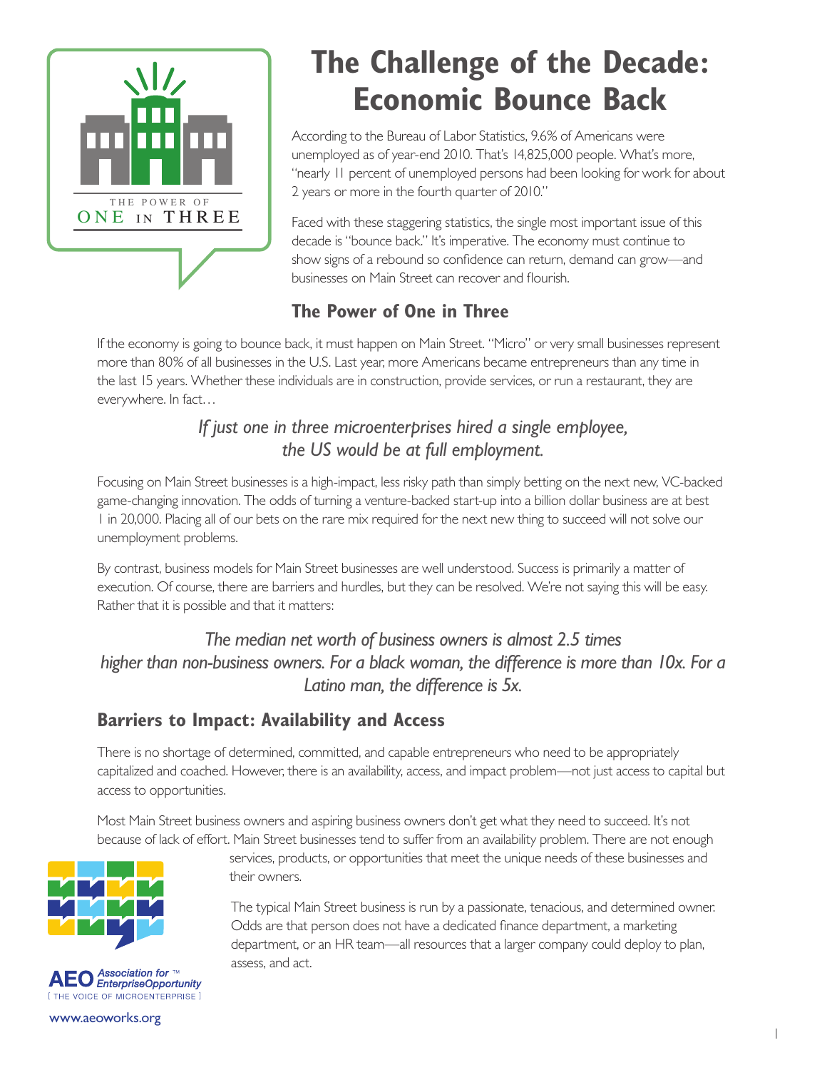THE POWER OF
ONE IN THREE

# The Challenge of the Decade: Economic Bounce Back

According to the Bureau of Labor Statistics, 9.6% of Americans were unemployed as of year-end 2010. That's 14,825,000 people. What's more, "nearly 11 percent of unemployed persons had been looking for work for about 2 years or more in the fourth quarter of 2010."

Faced with these staggering statistics, the single most important issue of this decade is "bounce back." It's imperative. The economy must continue to show signs of a rebound so confidence can return, demand can grow—and businesses on Main Street can recover and flourish.

## The Power of One in Three

If the economy is going to bounce back, it must happen on Main Street. "Micro" or very small businesses represent more than 80% of all businesses in the U.S. Last year, more Americans became entrepreneurs than any time in the last 15 years. Whether these individuals are in construction, provide services, or run a restaurant, they are everywhere. In fact…

*If just one in three microenterprises hired a single employee, the US would be at full employment.*

Focusing on Main Street businesses is a high-impact, less risky path than simply betting on the next new, VC-backed game-changing innovation. The odds of turning a venture-backed start-up into a billion dollar business are at best 1 in 20,000. Placing all of our bets on the rare mix required for the next new thing to succeed will not solve our unemployment problems.

By contrast, business models for Main Street businesses are well understood. Success is primarily a matter of execution. Of course, there are barriers and hurdles, but they can be resolved. We're not saying this will be easy. Rather that it is possible and that it matters:

*The median net worth of business owners is almost 2.5 times higher than non-business owners. For a black woman, the difference is more than 10x. For a Latino man, the difference is 5x.*

## Barriers to Impact: Availability and Access

There is no shortage of determined, committed, and capable entrepreneurs who need to be appropriately capitalized and coached. However, there is an availability, access, and impact problem—not just access to capital but access to opportunities.

Most Main Street business owners and aspiring business owners don't get what they need to succeed. It's not because of lack of effort. Main Street businesses tend to suffer from an availability problem. There are not enough services, products, or opportunities that meet the unique needs of these businesses and their owners.

The typical Main Street business is run by a passionate, tenacious, and determined owner. Odds are that person does not have a dedicated finance department, a marketing department, or an HR team—all resources that a larger company could deploy to plan, assess, and act.

AEO Association for EnterpriseOpportunity™
[ THE VOICE OF MICROENTERPRISE ]

www.aeoworks.org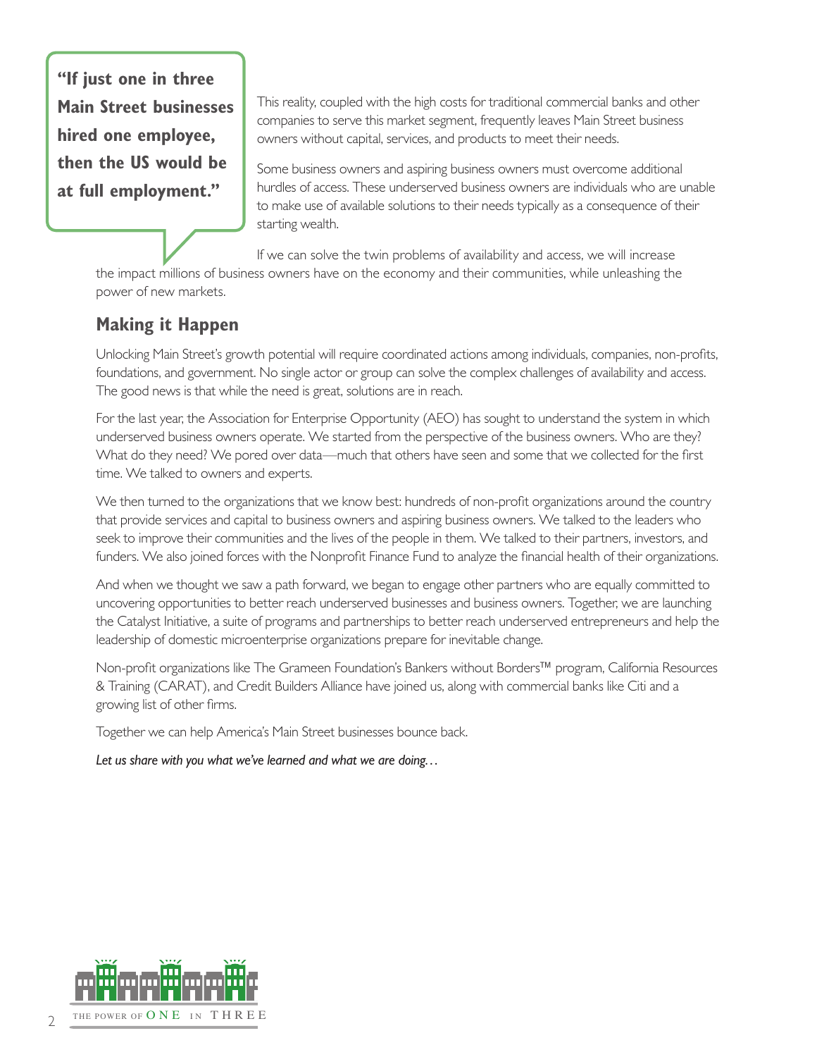> **"If just one in three Main Street businesses hired one employee, then the US would be at full employment."**

This reality, coupled with the high costs for traditional commercial banks and other companies to serve this market segment, frequently leaves Main Street business owners without capital, services, and products to meet their needs.

Some business owners and aspiring business owners must overcome additional hurdles of access. These underserved business owners are individuals who are unable to make use of available solutions to their needs typically as a consequence of their starting wealth.

If we can solve the twin problems of availability and access, we will increase the impact millions of business owners have on the economy and their communities, while unleashing the power of new markets.

## Making it Happen

Unlocking Main Street's growth potential will require coordinated actions among individuals, companies, non-profits, foundations, and government. No single actor or group can solve the complex challenges of availability and access. The good news is that while the need is great, solutions are in reach.

For the last year, the Association for Enterprise Opportunity (AEO) has sought to understand the system in which underserved business owners operate. We started from the perspective of the business owners. Who are they? What do they need? We pored over data—much that others have seen and some that we collected for the first time. We talked to owners and experts.

We then turned to the organizations that we know best: hundreds of non-profit organizations around the country that provide services and capital to business owners and aspiring business owners. We talked to the leaders who seek to improve their communities and the lives of the people in them. We talked to their partners, investors, and funders. We also joined forces with the Nonprofit Finance Fund to analyze the financial health of their organizations.

And when we thought we saw a path forward, we began to engage other partners who are equally committed to uncovering opportunities to better reach underserved businesses and business owners. Together, we are launching the Catalyst Initiative, a suite of programs and partnerships to better reach underserved entrepreneurs and help the leadership of domestic microenterprise organizations prepare for inevitable change.

Non-profit organizations like The Grameen Foundation's Bankers without Borders™ program, California Resources & Training (CARAT), and Credit Builders Alliance have joined us, along with commercial banks like Citi and a growing list of other firms.

Together we can help America's Main Street businesses bounce back.

*Let us share with you what we've learned and what we are doing…*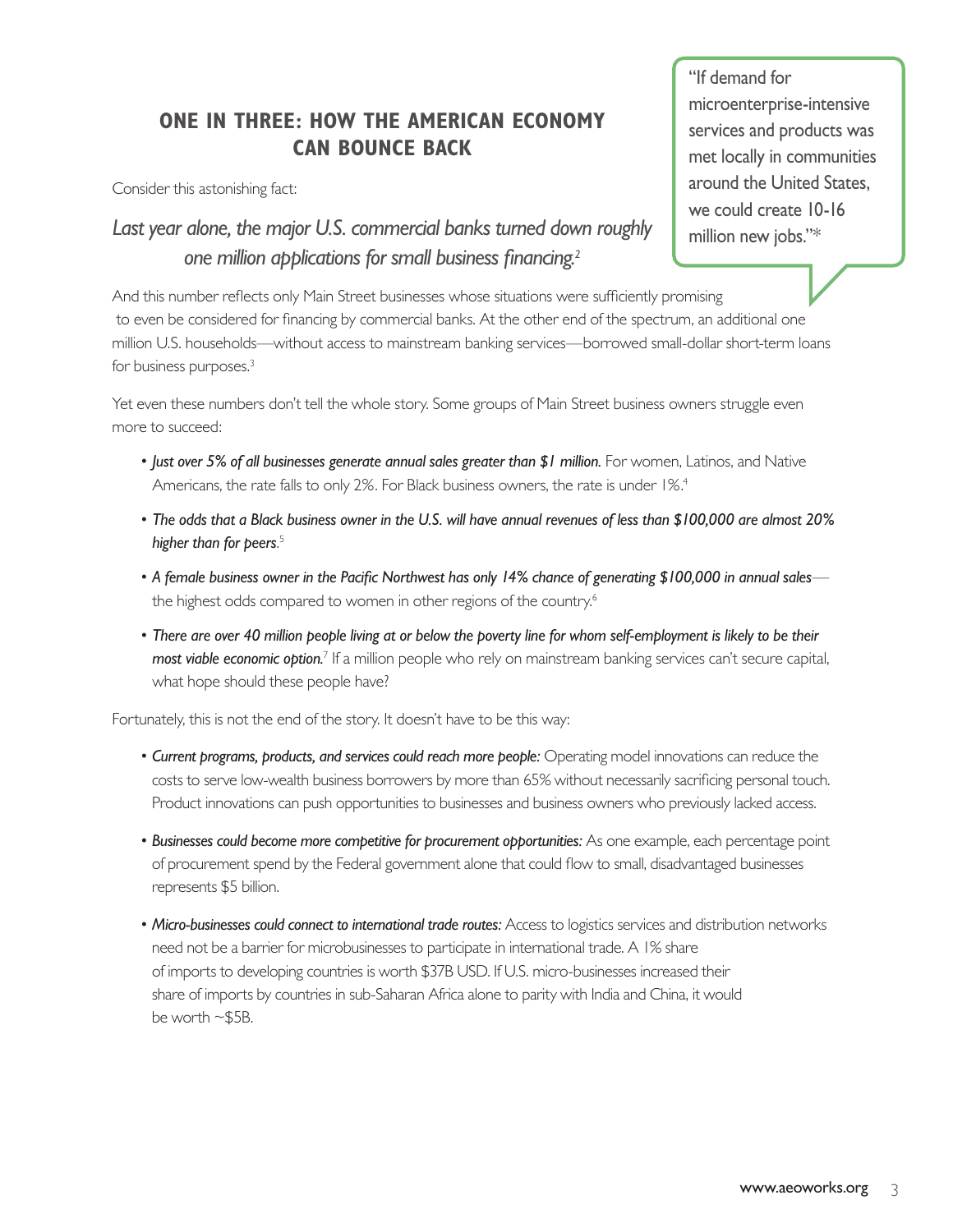## ONE IN THREE: HOW THE AMERICAN ECONOMY CAN BOUNCE BACK

"If demand for microenterprise-intensive services and products was met locally in communities around the United States, we could create 10-16 million new jobs."*

Consider this astonishing fact:

*Last year alone, the major U.S. commercial banks turned down roughly one million applications for small business financing.*[2]

And this number reflects only Main Street businesses whose situations were sufficiently promising to even be considered for financing by commercial banks. At the other end of the spectrum, an additional one million U.S. households—without access to mainstream banking services—borrowed small-dollar short-term loans for business purposes.[3]

Yet even these numbers don't tell the whole story. Some groups of Main Street business owners struggle even more to succeed:

- ***Just over 5% of all businesses generate annual sales greater than $1 million.*** For women, Latinos, and Native Americans, the rate falls to only 2%. For Black business owners, the rate is under 1%.[4]
- ***The odds that a Black business owner in the U.S. will have annual revenues of less than $100,000 are almost 20% higher than for peers.***[5]
- ***A female business owner in the Pacific Northwest has only 14% chance of generating $100,000 in annual sales***—the highest odds compared to women in other regions of the country.[6]
- ***There are over 40 million people living at or below the poverty line for whom self-employment is likely to be their most viable economic option.***[7] If a million people who rely on mainstream banking services can't secure capital, what hope should these people have?

Fortunately, this is not the end of the story. It doesn't have to be this way:

- ***Current programs, products, and services could reach more people:*** Operating model innovations can reduce the costs to serve low-wealth business borrowers by more than 65% without necessarily sacrificing personal touch. Product innovations can push opportunities to businesses and business owners who previously lacked access.
- ***Businesses could become more competitive for procurement opportunities:*** As one example, each percentage point of procurement spend by the Federal government alone that could flow to small, disadvantaged businesses represents $5 billion.
- ***Micro-businesses could connect to international trade routes:*** Access to logistics services and distribution networks need not be a barrier for microbusinesses to participate in international trade. A 1% share of imports to developing countries is worth $37B USD. If U.S. micro-businesses increased their share of imports by countries in sub-Saharan Africa alone to parity with India and China, it would be worth ~$5B.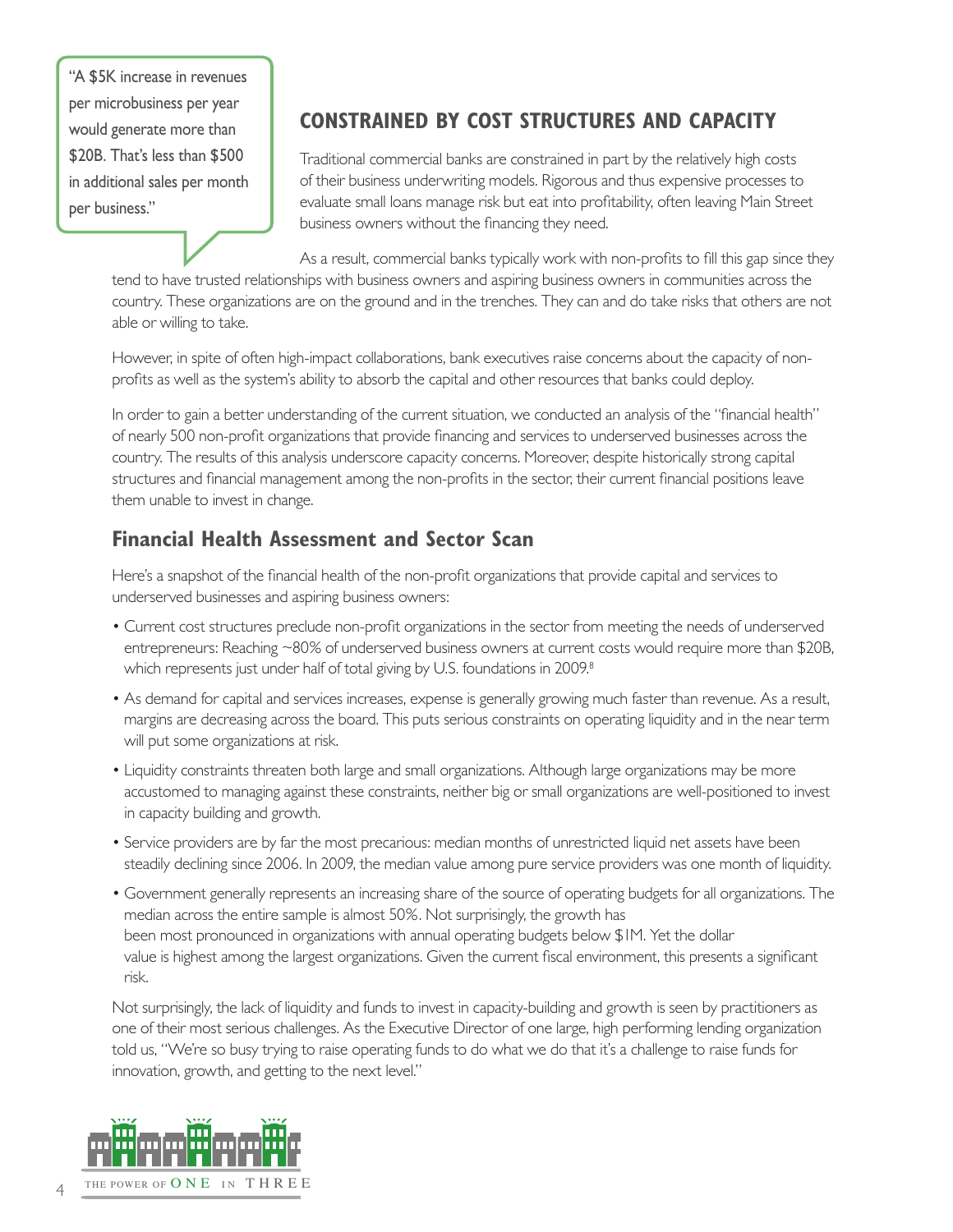> "A $5K increase in revenues per microbusiness per year would generate more than $20B. That's less than $500 in additional sales per month per business."

## CONSTRAINED BY COST STRUCTURES AND CAPACITY

Traditional commercial banks are constrained in part by the relatively high costs of their business underwriting models. Rigorous and thus expensive processes to evaluate small loans manage risk but eat into profitability, often leaving Main Street business owners without the financing they need.

As a result, commercial banks typically work with non-profits to fill this gap since they tend to have trusted relationships with business owners and aspiring business owners in communities across the country. These organizations are on the ground and in the trenches. They can and do take risks that others are not able or willing to take.

However, in spite of often high-impact collaborations, bank executives raise concerns about the capacity of non-profits as well as the system's ability to absorb the capital and other resources that banks could deploy.

In order to gain a better understanding of the current situation, we conducted an analysis of the "financial health" of nearly 500 non-profit organizations that provide financing and services to underserved businesses across the country. The results of this analysis underscore capacity concerns. Moreover, despite historically strong capital structures and financial management among the non-profits in the sector, their current financial positions leave them unable to invest in change.

### Financial Health Assessment and Sector Scan

Here's a snapshot of the financial health of the non-profit organizations that provide capital and services to underserved businesses and aspiring business owners:

- Current cost structures preclude non-profit organizations in the sector from meeting the needs of underserved entrepreneurs: Reaching ~80% of underserved business owners at current costs would require more than $20B, which represents just under half of total giving by U.S. foundations in 2009.[8]
- As demand for capital and services increases, expense is generally growing much faster than revenue. As a result, margins are decreasing across the board. This puts serious constraints on operating liquidity and in the near term will put some organizations at risk.
- Liquidity constraints threaten both large and small organizations. Although large organizations may be more accustomed to managing against these constraints, neither big or small organizations are well-positioned to invest in capacity building and growth.
- Service providers are by far the most precarious: median months of unrestricted liquid net assets have been steadily declining since 2006. In 2009, the median value among pure service providers was one month of liquidity.
- Government generally represents an increasing share of the source of operating budgets for all organizations. The median across the entire sample is almost 50%. Not surprisingly, the growth has been most pronounced in organizations with annual operating budgets below $1M. Yet the dollar value is highest among the largest organizations. Given the current fiscal environment, this presents a significant risk.

Not surprisingly, the lack of liquidity and funds to invest in capacity-building and growth is seen by practitioners as one of their most serious challenges. As the Executive Director of one large, high performing lending organization told us, "We're so busy trying to raise operating funds to do what we do that it's a challenge to raise funds for innovation, growth, and getting to the next level."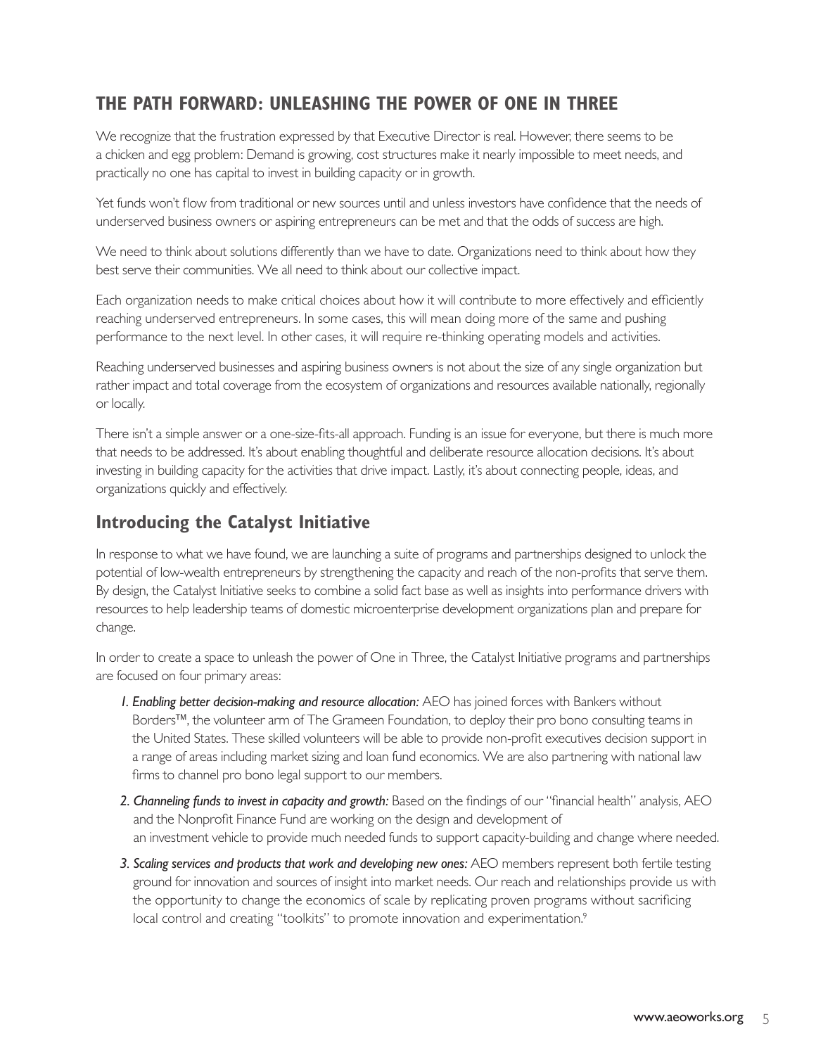## THE PATH FORWARD: UNLEASHING THE POWER OF ONE IN THREE

We recognize that the frustration expressed by that Executive Director is real. However, there seems to be a chicken and egg problem: Demand is growing, cost structures make it nearly impossible to meet needs, and practically no one has capital to invest in building capacity or in growth.

Yet funds won't flow from traditional or new sources until and unless investors have confidence that the needs of underserved business owners or aspiring entrepreneurs can be met and that the odds of success are high.

We need to think about solutions differently than we have to date. Organizations need to think about how they best serve their communities. We all need to think about our collective impact.

Each organization needs to make critical choices about how it will contribute to more effectively and efficiently reaching underserved entrepreneurs. In some cases, this will mean doing more of the same and pushing performance to the next level. In other cases, it will require re-thinking operating models and activities.

Reaching underserved businesses and aspiring business owners is not about the size of any single organization but rather impact and total coverage from the ecosystem of organizations and resources available nationally, regionally or locally.

There isn't a simple answer or a one-size-fits-all approach. Funding is an issue for everyone, but there is much more that needs to be addressed. It's about enabling thoughtful and deliberate resource allocation decisions. It's about investing in building capacity for the activities that drive impact. Lastly, it's about connecting people, ideas, and organizations quickly and effectively.

### Introducing the Catalyst Initiative

In response to what we have found, we are launching a suite of programs and partnerships designed to unlock the potential of low-wealth entrepreneurs by strengthening the capacity and reach of the non-profits that serve them. By design, the Catalyst Initiative seeks to combine a solid fact base as well as insights into performance drivers with resources to help leadership teams of domestic microenterprise development organizations plan and prepare for change.

In order to create a space to unleash the power of One in Three, the Catalyst Initiative programs and partnerships are focused on four primary areas:

1. ***Enabling better decision-making and resource allocation:*** AEO has joined forces with Bankers without Borders™, the volunteer arm of The Grameen Foundation, to deploy their pro bono consulting teams in the United States. These skilled volunteers will be able to provide non-profit executives decision support in a range of areas including market sizing and loan fund economics. We are also partnering with national law firms to channel pro bono legal support to our members.
2. ***Channeling funds to invest in capacity and growth:*** Based on the findings of our "financial health" analysis, AEO and the Nonprofit Finance Fund are working on the design and development of an investment vehicle to provide much needed funds to support capacity-building and change where needed.
3. ***Scaling services and products that work and developing new ones:*** AEO members represent both fertile testing ground for innovation and sources of insight into market needs. Our reach and relationships provide us with the opportunity to change the economics of scale by replicating proven programs without sacrificing local control and creating "toolkits" to promote innovation and experimentation.[9]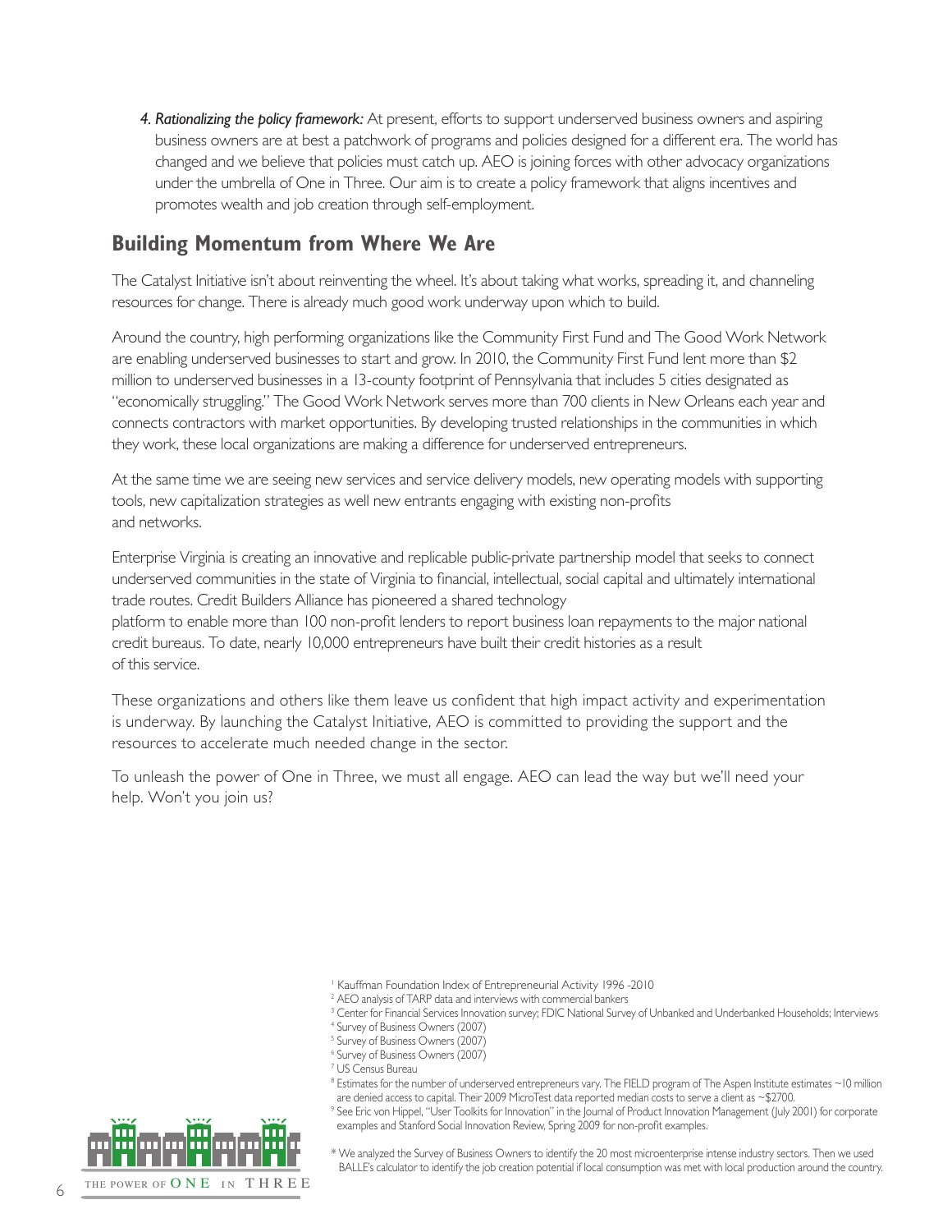4. *Rationalizing the policy framework:* At present, efforts to support underserved business owners and aspiring business owners are at best a patchwork of programs and policies designed for a different era. The world has changed and we believe that policies must catch up. AEO is joining forces with other advocacy organizations under the umbrella of One in Three. Our aim is to create a policy framework that aligns incentives and promotes wealth and job creation through self-employment.

## Building Momentum from Where We Are

The Catalyst Initiative isn't about reinventing the wheel. It's about taking what works, spreading it, and channeling resources for change. There is already much good work underway upon which to build.

Around the country, high performing organizations like the Community First Fund and The Good Work Network are enabling underserved businesses to start and grow. In 2010, the Community First Fund lent more than $2 million to underserved businesses in a 13-county footprint of Pennsylvania that includes 5 cities designated as "economically struggling." The Good Work Network serves more than 700 clients in New Orleans each year and connects contractors with market opportunities. By developing trusted relationships in the communities in which they work, these local organizations are making a difference for underserved entrepreneurs.

At the same time we are seeing new services and service delivery models, new operating models with supporting tools, new capitalization strategies as well new entrants engaging with existing non-profits and networks.

Enterprise Virginia is creating an innovative and replicable public-private partnership model that seeks to connect underserved communities in the state of Virginia to financial, intellectual, social capital and ultimately international trade routes. Credit Builders Alliance has pioneered a shared technology platform to enable more than 100 non-profit lenders to report business loan repayments to the major national credit bureaus. To date, nearly 10,000 entrepreneurs have built their credit histories as a result of this service.

These organizations and others like them leave us confident that high impact activity and experimentation is underway. By launching the Catalyst Initiative, AEO is committed to providing the support and the resources to accelerate much needed change in the sector.

To unleash the power of One in Three, we must all engage. AEO can lead the way but we'll need your help. Won't you join us?

[1] Kauffman Foundation Index of Entrepreneurial Activity 1996 -2010

[2] AEO analysis of TARP data and interviews with commercial bankers

[3] Center for Financial Services Innovation survey; FDIC National Survey of Unbanked and Underbanked Households; Interviews

[4] Survey of Business Owners (2007)

[5] Survey of Business Owners (2007)

[6] Survey of Business Owners (2007)

[7] US Census Bureau

[8] Estimates for the number of underserved entrepreneurs vary. The FIELD program of The Aspen Institute estimates ~10 million are denied access to capital. Their 2009 MicroTest data reported median costs to serve a client as ~$2700.

[9] See Eric von Hippel, "User Toolkits for Innovation" in the Journal of Product Innovation Management (July 2001) for corporate examples and Stanford Social Innovation Review, Spring 2009 for non-profit examples.

* We analyzed the Survey of Business Owners to identify the 20 most microenterprise intense industry sectors. Then we used BALLE's calculator to identify the job creation potential if local consumption was met with local production around the country.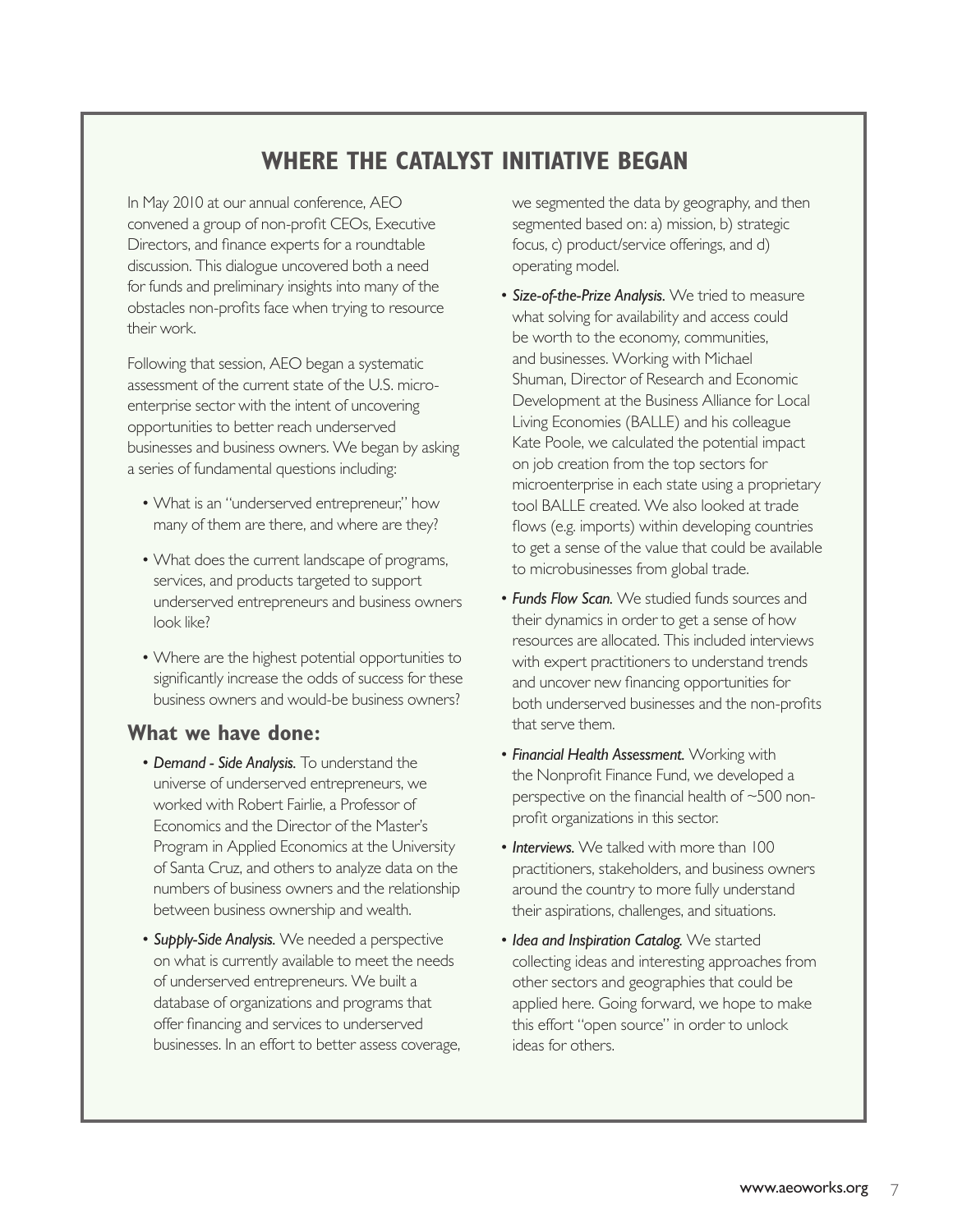## WHERE THE CATALYST INITIATIVE BEGAN

In May 2010 at our annual conference, AEO convened a group of non-profit CEOs, Executive Directors, and finance experts for a roundtable discussion. This dialogue uncovered both a need for funds and preliminary insights into many of the obstacles non-profits face when trying to resource their work.

Following that session, AEO began a systematic assessment of the current state of the U.S. micro-enterprise sector with the intent of uncovering opportunities to better reach underserved businesses and business owners. We began by asking a series of fundamental questions including:

- What is an "underserved entrepreneur," how many of them are there, and where are they?
- What does the current landscape of programs, services, and products targeted to support underserved entrepreneurs and business owners look like?
- Where are the highest potential opportunities to significantly increase the odds of success for these business owners and would-be business owners?

### What we have done:

- ***Demand - Side Analysis.*** To understand the universe of underserved entrepreneurs, we worked with Robert Fairlie, a Professor of Economics and the Director of the Master's Program in Applied Economics at the University of Santa Cruz, and others to analyze data on the numbers of business owners and the relationship between business ownership and wealth.
- ***Supply-Side Analysis.*** We needed a perspective on what is currently available to meet the needs of underserved entrepreneurs. We built a database of organizations and programs that offer financing and services to underserved businesses. In an effort to better assess coverage, we segmented the data by geography, and then segmented based on: a) mission, b) strategic focus, c) product/service offerings, and d) operating model.
- ***Size-of-the-Prize Analysis.*** We tried to measure what solving for availability and access could be worth to the economy, communities, and businesses. Working with Michael Shuman, Director of Research and Economic Development at the Business Alliance for Local Living Economies (BALLE) and his colleague Kate Poole, we calculated the potential impact on job creation from the top sectors for microenterprise in each state using a proprietary tool BALLE created. We also looked at trade flows (e.g. imports) within developing countries to get a sense of the value that could be available to microbusinesses from global trade.
- ***Funds Flow Scan.*** We studied funds sources and their dynamics in order to get a sense of how resources are allocated. This included interviews with expert practitioners to understand trends and uncover new financing opportunities for both underserved businesses and the non-profits that serve them.
- ***Financial Health Assessment.*** Working with the Nonprofit Finance Fund, we developed a perspective on the financial health of ~500 non-profit organizations in this sector.
- ***Interviews.*** We talked with more than 100 practitioners, stakeholders, and business owners around the country to more fully understand their aspirations, challenges, and situations.
- ***Idea and Inspiration Catalog.*** We started collecting ideas and interesting approaches from other sectors and geographies that could be applied here. Going forward, we hope to make this effort "open source" in order to unlock ideas for others.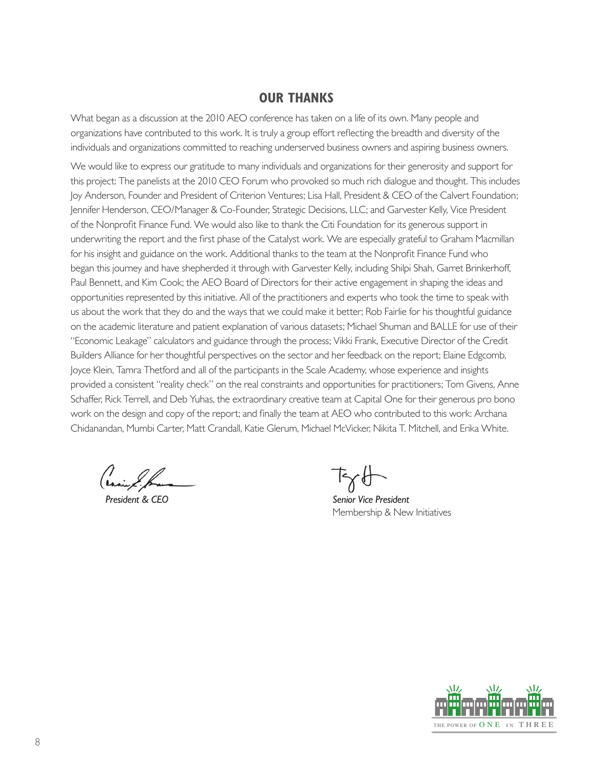## OUR THANKS

What began as a discussion at the 2010 AEO conference has taken on a life of its own. Many people and organizations have contributed to this work. It is truly a group effort reflecting the breadth and diversity of the individuals and organizations committed to reaching underserved business owners and aspiring business owners.

We would like to express our gratitude to many individuals and organizations for their generosity and support for this project: The panelists at the 2010 CEO Forum who provoked so much rich dialogue and thought. This includes Joy Anderson, Founder and President of Criterion Ventures; Lisa Hall, President & CEO of the Calvert Foundation; Jennifer Henderson, CEO/Manager & Co-Founder, Strategic Decisions, LLC; and Garvester Kelly, Vice President of the Nonprofit Finance Fund. We would also like to thank the Citi Foundation for its generous support in underwriting the report and the first phase of the Catalyst work. We are especially grateful to Graham Macmillan for his insight and guidance on the work. Additional thanks to the team at the Nonprofit Finance Fund who began this journey and have shepherded it through with Garvester Kelly, including Shilpi Shah, Garret Brinkerhoff, Paul Bennett, and Kim Cook; the AEO Board of Directors for their active engagement in shaping the ideas and opportunities represented by this initiative. All of the practitioners and experts who took the time to speak with us about the work that they do and the ways that we could make it better; Rob Fairlie for his thoughtful guidance on the academic literature and patient explanation of various datasets; Michael Shuman and BALLE for use of their "Economic Leakage" calculators and guidance through the process; Vikki Frank, Executive Director of the Credit Builders Alliance for her thoughtful perspectives on the sector and her feedback on the report; Elaine Edgcomb, Joyce Klein, Tamra Thetford and all of the participants in the Scale Academy, whose experience and insights provided a consistent "reality check" on the real constraints and opportunities for practitioners; Tom Givens, Anne Schaffer, Rick Terrell, and Deb Yuhas, the extraordinary creative team at Capital One for their generous pro bono work on the design and copy of the report; and finally the team at AEO who contributed to this work: Archana Chidanandan, Mumbi Carter, Matt Crandall, Katie Glerum, Michael McVicker, Nikita T. Mitchell, and Erika White.

*President & CEO*

*Senior Vice President*
Membership & New Initiatives

THE POWER OF ONE IN THREE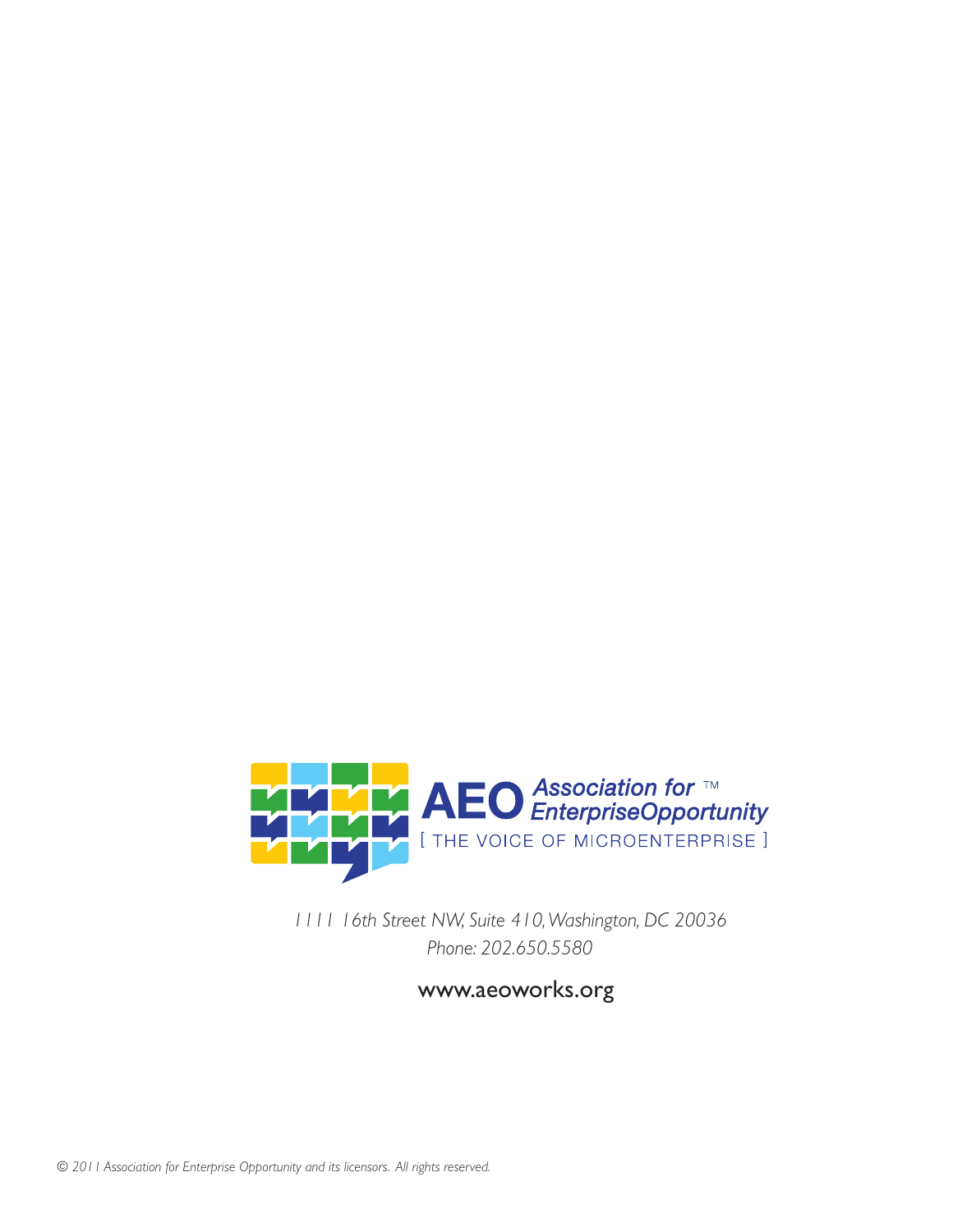AEO Association for EnterpriseOpportunity™

[ THE VOICE OF MICROENTERPRISE ]

*1111 16th Street NW, Suite 410, Washington, DC 20036*

*Phone: 202.650.5580*

www.aeoworks.org

*© 2011 Association for Enterprise Opportunity and its licensors. All rights reserved.*